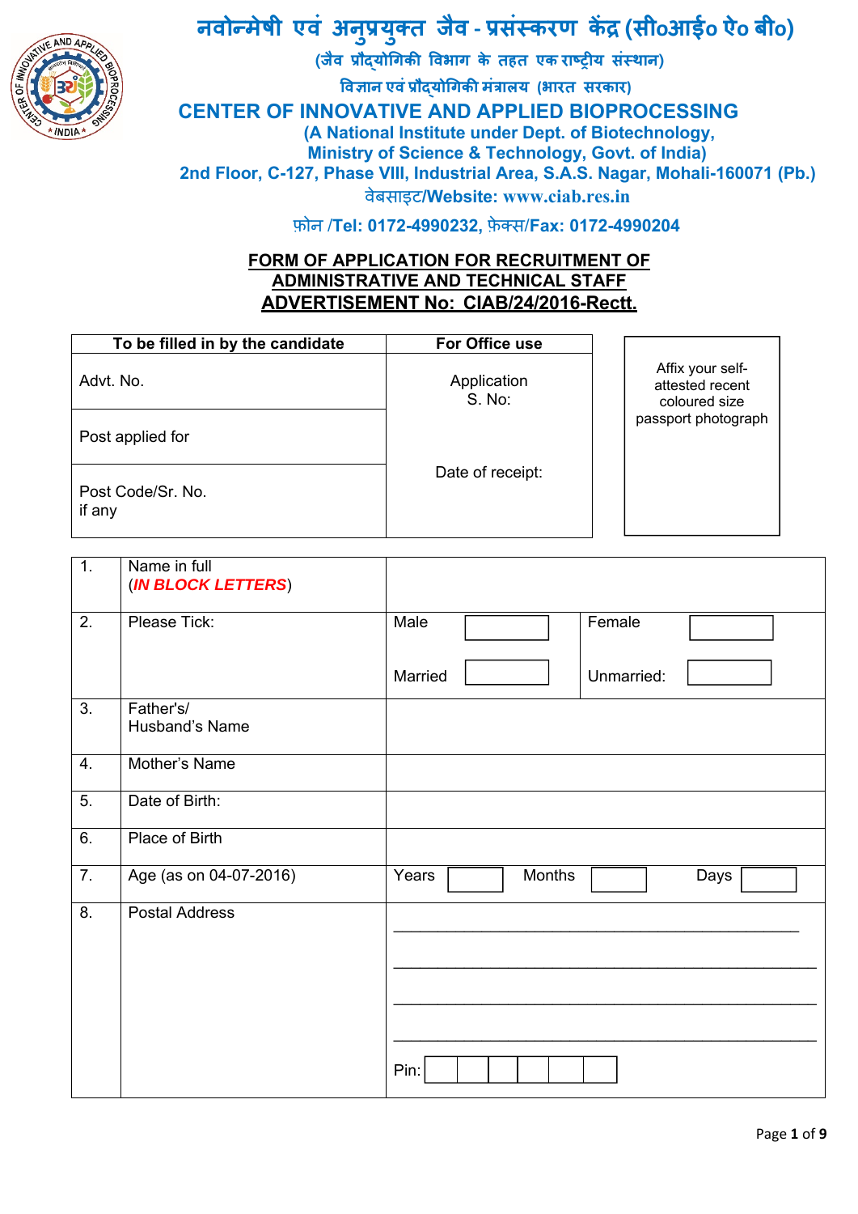# नवोन्मेषी एवं अनुप्रयुक्त जैव - प्रसंस्करण केंद्र (सीoआईo ऐo बीo)

**(जैव प्रौद्योगिकी विभाग के तहत एक राष्ट्रीय संस्थान)**

**विज्ञान एवं प्रौद्योगिकी मंत्रालय (भारत सरकार)**

# CENTER OF INNOVATIVE AND APPLIED BIOPROCESSING

**(A National Institute under Dept. of Biotechnology, Ministry of Science & Technology, Govt. of India)**

**2nd Floor, C-127, Phase VIII, Industrial Area, S.A.S. Nagar, Mohali-160071 (Pb.)**

**वेबसाइट/Website: www.ciab.res.in**

**फ़ोन /Tel: 0172-4990232, फ़ेक्स/Fax: 0172-4990204**

## FORM OF APPLICATION FOR RECRUITMENT OF ADMINISTRATIVE AND TECHNICAL STAFF ADVERTISEMENT No: CIAB/24/2016-Rectt.

| To be filled in by the candidate | For Office use | |
|---|---|---|
| Advt. No. | Application S. No: | Affix your self-attested recent coloured size passport photograph |
| Post applied for | | |
| Post Code/Sr. No. if any | Date of receipt: | |

| | | | | | |
|---|---|---|---|---|---|
| 1. | Name in full (***IN BLOCK LETTERS***) | | | | |
| 2. | Please Tick: | Male | | Female | |
| | | Married | | Unmarried: | |
| 3. | Father's/ Husband's Name | | | | |
| 4. | Mother's Name | | | | |
| 5. | Date of Birth: | | | | |
| 6. | Place of Birth | | | | |
| 7. | Age (as on 04-07-2016) | Years | Months | Days | |
| 8. | Postal Address | ______________________________ ______________________________ ______________________________ ______________________________ Pin: | | | |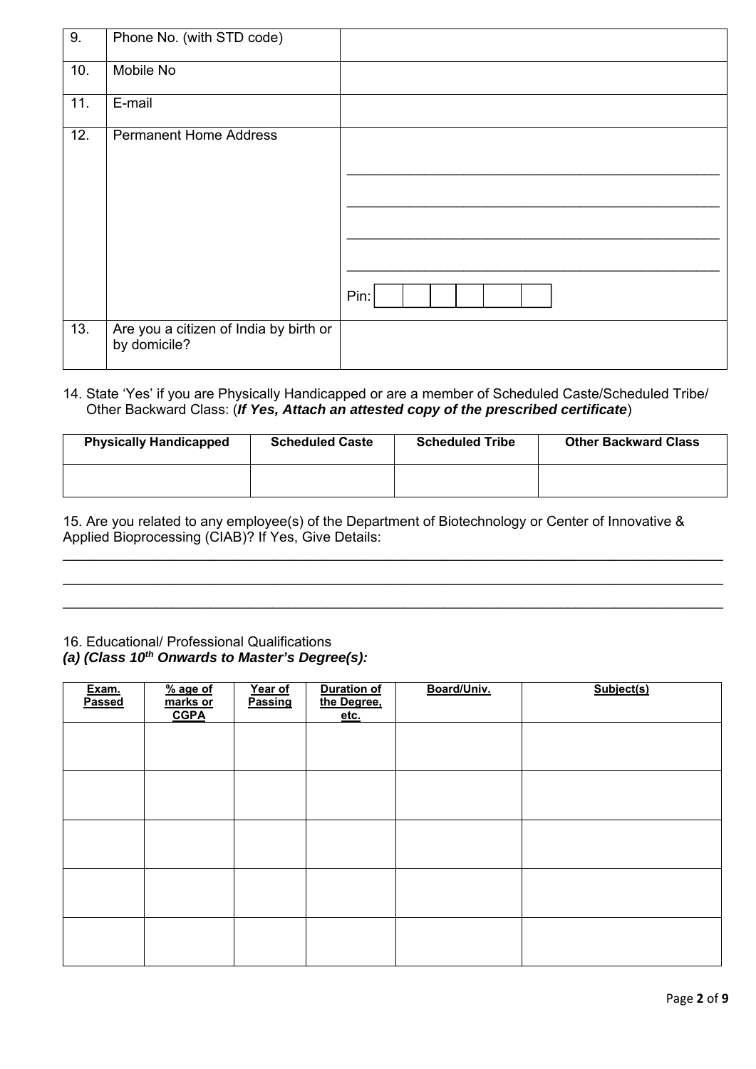| 9. | Phone No. (with STD code) | |
|---|---|---|
| 10. | Mobile No | |
| 11. | E-mail | |
| 12. | Permanent Home Address | ______________________________ ______________________________ ______________________________ ______________________________ Pin: |
| 13. | Are you a citizen of India by birth or by domicile? | |

14. State 'Yes' if you are Physically Handicapped or are a member of Scheduled Caste/Scheduled Tribe/ Other Backward Class: (***If Yes, Attach an attested copy of the prescribed certificate***)

| **Physically Handicapped** | **Scheduled Caste** | **Scheduled Tribe** | **Other Backward Class** |
|---|---|---|---|
| | | | |

15. Are you related to any employee(s) of the Department of Biotechnology or Center of Innovative & Applied Bioprocessing (CIAB)? If Yes, Give Details:

______________________________________________________________________________

______________________________________________________________________________

______________________________________________________________________________

16. Educational/ Professional Qualifications

***(a) (Class 10th Onwards to Master's Degree(s):***

| **Exam. Passed** | **% age of marks or CGPA** | **Year of Passing** | **Duration of the Degree, etc.** | **Board/Univ.** | **Subject(s)** |
|---|---|---|---|---|---|
| | | | | | |
| | | | | | |
| | | | | | |
| | | | | | |
| | | | | | |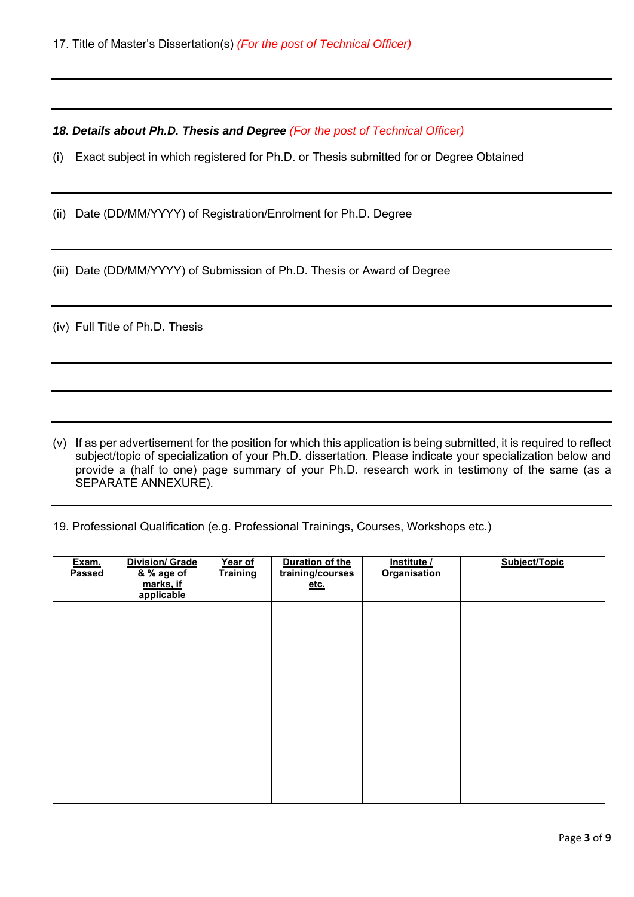17. Title of Master's Dissertation(s) *(For the post of Technical Officer)*

---

---

***18. Details about Ph.D. Thesis and Degree*** *(For the post of Technical Officer)*

(i) Exact subject in which registered for Ph.D. or Thesis submitted for or Degree Obtained

---

(ii) Date (DD/MM/YYYY) of Registration/Enrolment for Ph.D. Degree

---

(iii) Date (DD/MM/YYYY) of Submission of Ph.D. Thesis or Award of Degree

---

(iv) Full Title of Ph.D. Thesis

---

---

---

(v) If as per advertisement for the position for which this application is being submitted, it is required to reflect subject/topic of specialization of your Ph.D. dissertation. Please indicate your specialization below and provide a (half to one) page summary of your Ph.D. research work in testimony of the same (as a SEPARATE ANNEXURE).

---

19. Professional Qualification (e.g. Professional Trainings, Courses, Workshops etc.)

| Exam. Passed | Division/ Grade & % age of marks, if applicable | Year of Training | Duration of the training/courses etc. | Institute / Organisation | Subject/Topic |
|---|---|---|---|---|---|
| | | | | | |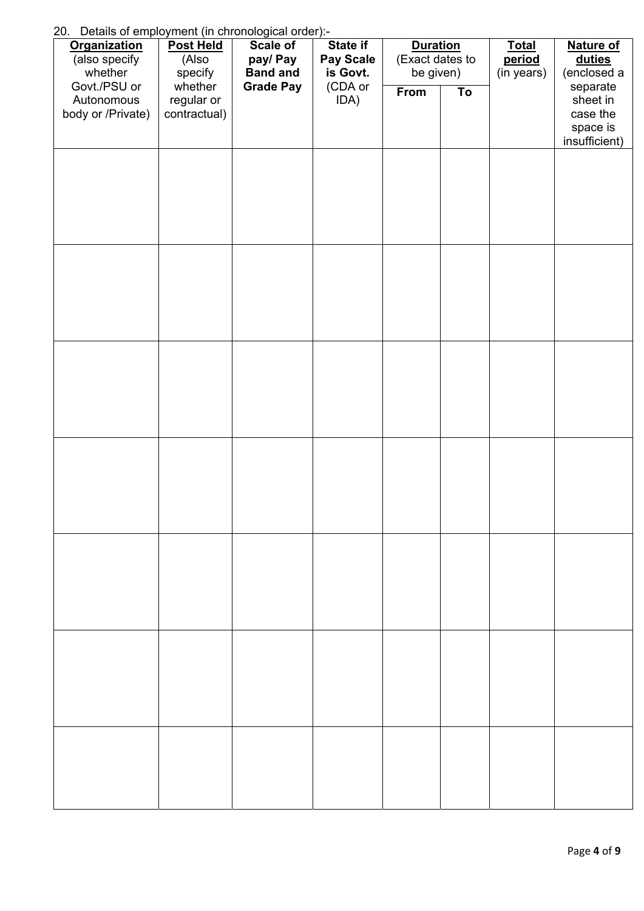20. Details of employment (in chronological order):-

| **Organization** (also specify whether Govt./PSU or Autonomous body or /Private) | **Post Held** (Also specify whether regular or contractual) | **Scale of pay/ Pay Band and Grade Pay** | **State if Pay Scale is Govt.** (CDA or IDA) | **Duration** (Exact dates to be given) | | **Total period** (in years) | **Nature of duties** (enclosed a separate sheet in case the space is insufficient) |
|---|---|---|---|---|---|---|---|
| | | | | **From** | **To** | | |
| | | | | | | | |
| | | | | | | | |
| | | | | | | | |
| | | | | | | | |
| | | | | | | | |
| | | | | | | | |
| | | | | | | | |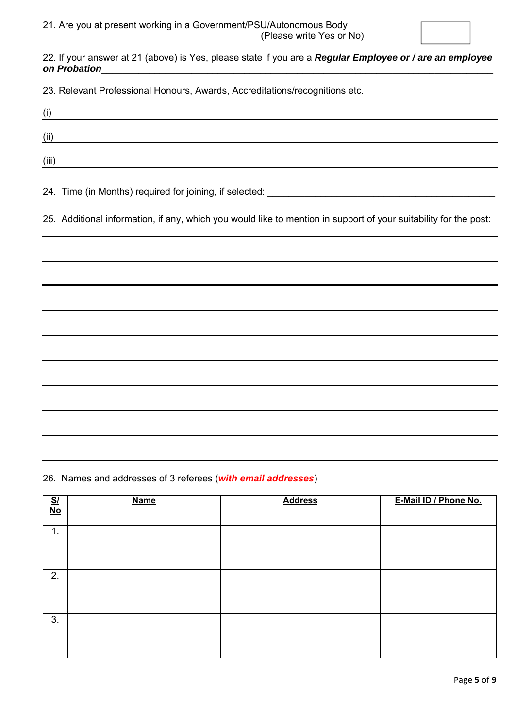21. Are you at present working in a Government/PSU/Autonomous Body (Please write Yes or No) [ ]

22. If your answer at 21 (above) is Yes, please state if you are a ***Regular Employee or / are an employee on Probation***\_\_\_\_\_\_\_\_\_\_\_\_\_\_\_\_\_\_\_\_\_\_\_\_\_\_\_\_\_\_\_\_\_\_\_\_\_\_\_\_\_\_\_\_\_\_\_\_

23. Relevant Professional Honours, Awards, Accreditations/recognitions etc.

(i) \_\_\_\_\_\_\_\_\_\_\_\_\_\_\_\_\_\_\_\_\_\_\_\_\_\_\_\_\_\_\_\_\_\_\_\_\_\_\_\_\_\_\_\_\_\_\_\_

(ii) \_\_\_\_\_\_\_\_\_\_\_\_\_\_\_\_\_\_\_\_\_\_\_\_\_\_\_\_\_\_\_\_\_\_\_\_\_\_\_\_\_\_\_\_\_\_\_\_

(iii) \_\_\_\_\_\_\_\_\_\_\_\_\_\_\_\_\_\_\_\_\_\_\_\_\_\_\_\_\_\_\_\_\_\_\_\_\_\_\_\_\_\_\_\_\_\_\_\_

24. Time (in Months) required for joining, if selected: \_\_\_\_\_\_\_\_\_\_\_\_\_\_\_\_\_\_\_\_\_\_\_\_\_\_\_\_\_\_\_\_

25. Additional information, if any, which you would like to mention in support of your suitability for the post:

\_\_\_\_\_\_\_\_\_\_\_\_\_\_\_\_\_\_\_\_\_\_\_\_\_\_\_\_\_\_\_\_\_\_\_\_\_\_\_\_\_\_\_\_\_\_\_\_

\_\_\_\_\_\_\_\_\_\_\_\_\_\_\_\_\_\_\_\_\_\_\_\_\_\_\_\_\_\_\_\_\_\_\_\_\_\_\_\_\_\_\_\_\_\_\_\_

\_\_\_\_\_\_\_\_\_\_\_\_\_\_\_\_\_\_\_\_\_\_\_\_\_\_\_\_\_\_\_\_\_\_\_\_\_\_\_\_\_\_\_\_\_\_\_\_

\_\_\_\_\_\_\_\_\_\_\_\_\_\_\_\_\_\_\_\_\_\_\_\_\_\_\_\_\_\_\_\_\_\_\_\_\_\_\_\_\_\_\_\_\_\_\_\_

\_\_\_\_\_\_\_\_\_\_\_\_\_\_\_\_\_\_\_\_\_\_\_\_\_\_\_\_\_\_\_\_\_\_\_\_\_\_\_\_\_\_\_\_\_\_\_\_

\_\_\_\_\_\_\_\_\_\_\_\_\_\_\_\_\_\_\_\_\_\_\_\_\_\_\_\_\_\_\_\_\_\_\_\_\_\_\_\_\_\_\_\_\_\_\_\_

\_\_\_\_\_\_\_\_\_\_\_\_\_\_\_\_\_\_\_\_\_\_\_\_\_\_\_\_\_\_\_\_\_\_\_\_\_\_\_\_\_\_\_\_\_\_\_\_

\_\_\_\_\_\_\_\_\_\_\_\_\_\_\_\_\_\_\_\_\_\_\_\_\_\_\_\_\_\_\_\_\_\_\_\_\_\_\_\_\_\_\_\_\_\_\_\_

\_\_\_\_\_\_\_\_\_\_\_\_\_\_\_\_\_\_\_\_\_\_\_\_\_\_\_\_\_\_\_\_\_\_\_\_\_\_\_\_\_\_\_\_\_\_\_\_

\_\_\_\_\_\_\_\_\_\_\_\_\_\_\_\_\_\_\_\_\_\_\_\_\_\_\_\_\_\_\_\_\_\_\_\_\_\_\_\_\_\_\_\_\_\_\_\_

26. Names and addresses of 3 referees (***with email addresses***)

| S/ No | Name | Address | E-Mail ID / Phone No. |
|---|---|---|---|
| 1. | | | |
| 2. | | | |
| 3. | | | |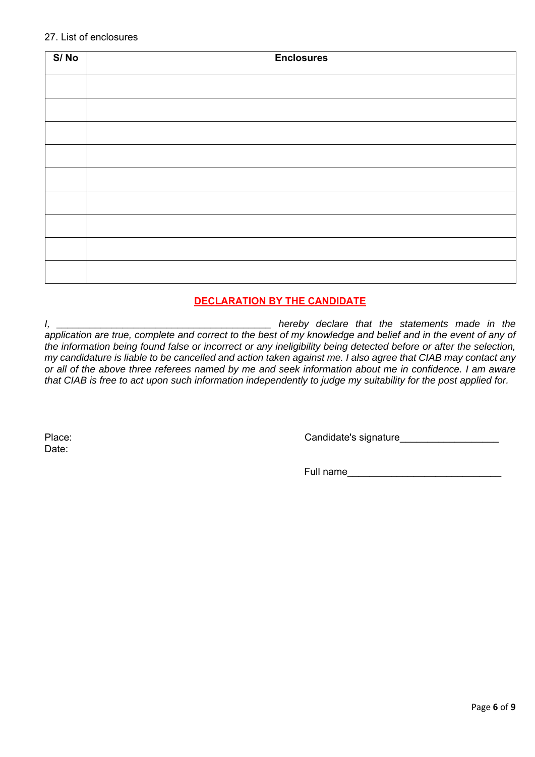27. List of enclosures

| S/ No | Enclosures |
|---|---|
| | |
| | |
| | |
| | |
| | |
| | |
| | |
| | |
| | |

## DECLARATION BY THE CANDIDATE

*I, ________________________________________ hereby declare that the statements made in the application are true, complete and correct to the best of my knowledge and belief and in the event of any of the information being found false or incorrect or any ineligibility being detected before or after the selection, my candidature is liable to be cancelled and action taken against me. I also agree that CIAB may contact any or all of the above three referees named by me and seek information about me in confidence. I am aware that CIAB is free to act upon such information independently to judge my suitability for the post applied for.*

Place:

Date:

Candidate's signature__________________

Full name____________________________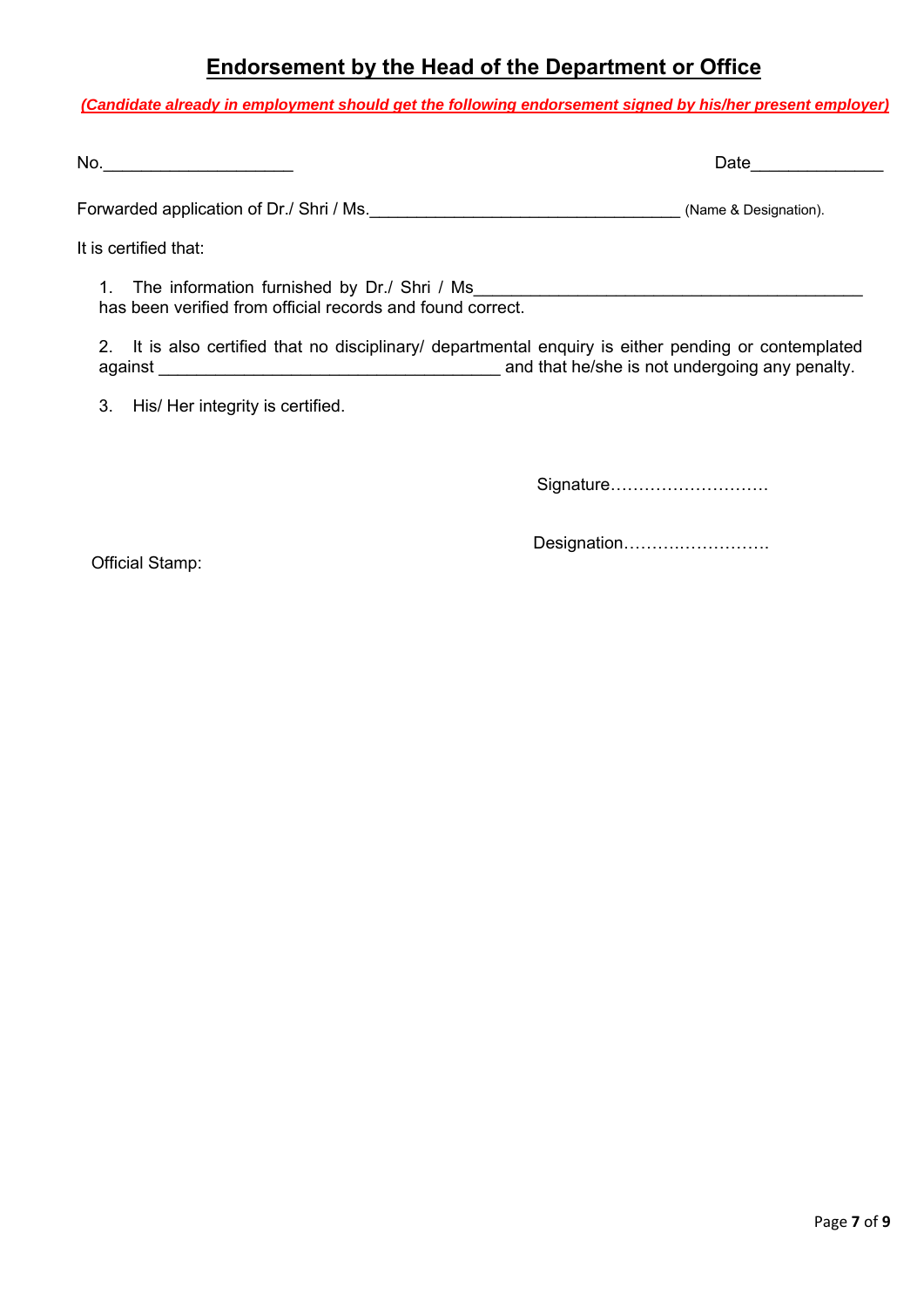## Endorsement by the Head of the Department or Office

***(Candidate already in employment should get the following endorsement signed by his/her present employer)***

No.____________________ Date______________

Forwarded application of Dr./ Shri / Ms.________________________________ (Name & Designation).

It is certified that:

1. The information furnished by Dr./ Shri / Ms_________________________________________ has been verified from official records and found correct.

2. It is also certified that no disciplinary/ departmental enquiry is either pending or contemplated against ____________________________________ and that he/she is not undergoing any penalty.

3. His/ Her integrity is certified.

Signature……………………….

Designation…………………….

Official Stamp: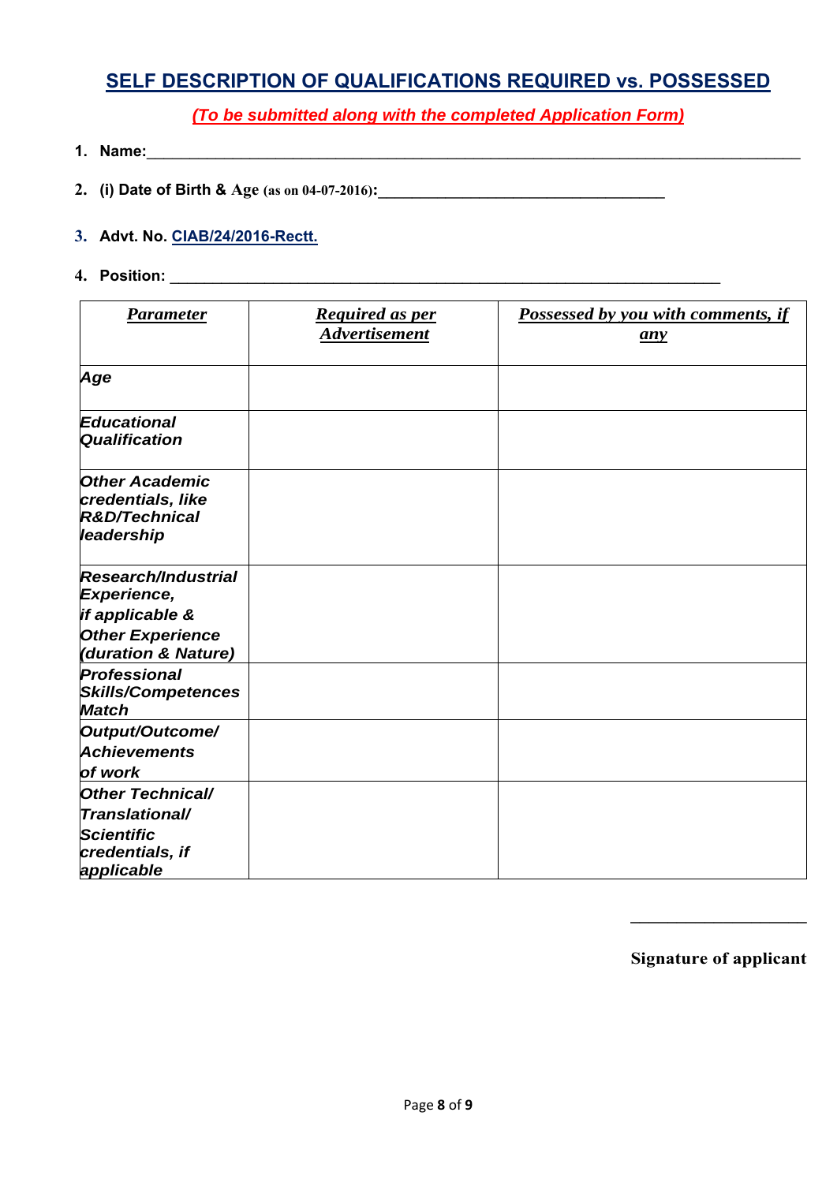## SELF DESCRIPTION OF QUALIFICATIONS REQUIRED vs. POSSESSED

***(To be submitted along with the completed Application Form)***

1. **Name:**\_\_\_\_\_\_\_\_\_\_\_\_\_\_\_\_\_\_\_\_\_\_\_\_\_\_\_\_\_\_\_\_\_\_\_\_\_\_\_\_\_\_\_\_\_\_\_\_\_\_\_\_\_\_\_\_\_\_\_\_\_\_\_\_\_\_\_\_\_\_\_\_\_\_\_\_\_\_
2. **(i) Date of Birth & Age (as on 04-07-2016):**\_\_\_\_\_\_\_\_\_\_\_\_\_\_\_\_\_\_\_\_\_\_\_\_\_\_\_\_\_\_\_\_\_\_
3. **Advt. No. CIAB/24/2016-Rectt.**
4. **Position:** \_\_\_\_\_\_\_\_\_\_\_\_\_\_\_\_\_\_\_\_\_\_\_\_\_\_\_\_\_\_\_\_\_\_\_\_\_\_\_\_\_\_\_\_\_\_\_\_\_\_\_\_\_\_\_\_\_\_\_\_\_\_\_\_\_\_\_

| ***Parameter*** | ***Required as per Advertisement*** | ***Possessed by you with comments, if any*** |
|---|---|---|
| ***Age*** | | |
| ***Educational Qualification*** | | |
| ***Other Academic credentials, like R&D/Technical leadership*** | | |
| ***Research/Industrial Experience, if applicable & Other Experience (duration & Nature)*** | | |
| ***Professional Skills/Competences Match*** | | |
| ***Output/Outcome/ Achievements of work*** | | |
| ***Other Technical/ Translational/ Scientific credentials, if applicable*** | | |

\_\_\_\_\_\_\_\_\_\_\_\_\_\_\_\_\_\_\_\_

**Signature of applicant**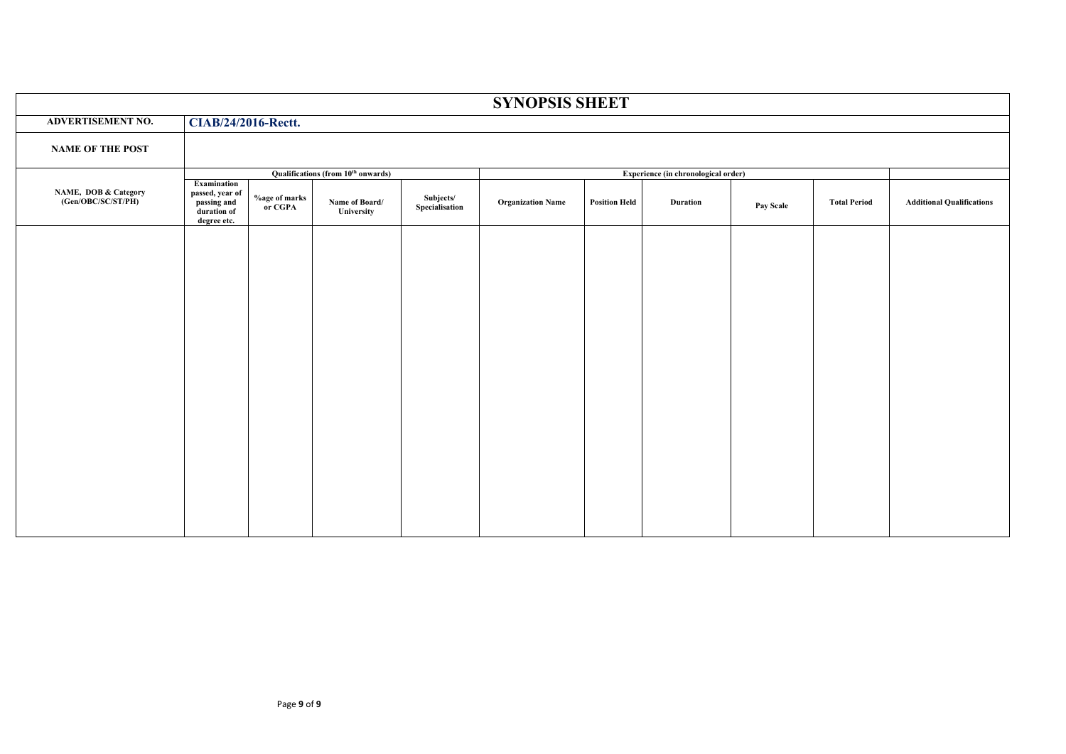# SYNOPSIS SHEET

| | | | | | | | | | | |
|---|---|---|---|---|---|---|---|---|---|---|
| **ADVERTISEMENT NO.** | **CIAB/24/2016-Rectt.** | | | | | | | | | |
| **NAME OF THE POST** | | | | | | | | | | |
| | **Qualifications (from 10th onwards)** | | | | **Experience (in chronological order)** | | | | | |
| **NAME, DOB & Category (Gen/OBC/SC/ST/PH)** | **Examination passed, year of passing and duration of degree etc.** | **%age of marks or CGPA** | **Name of Board/ University** | **Subjects/ Specialisation** | **Organization Name** | **Position Held** | **Duration** | **Pay Scale** | **Total Period** | **Additional Qualifications** |
| | | | | | | | | | | |